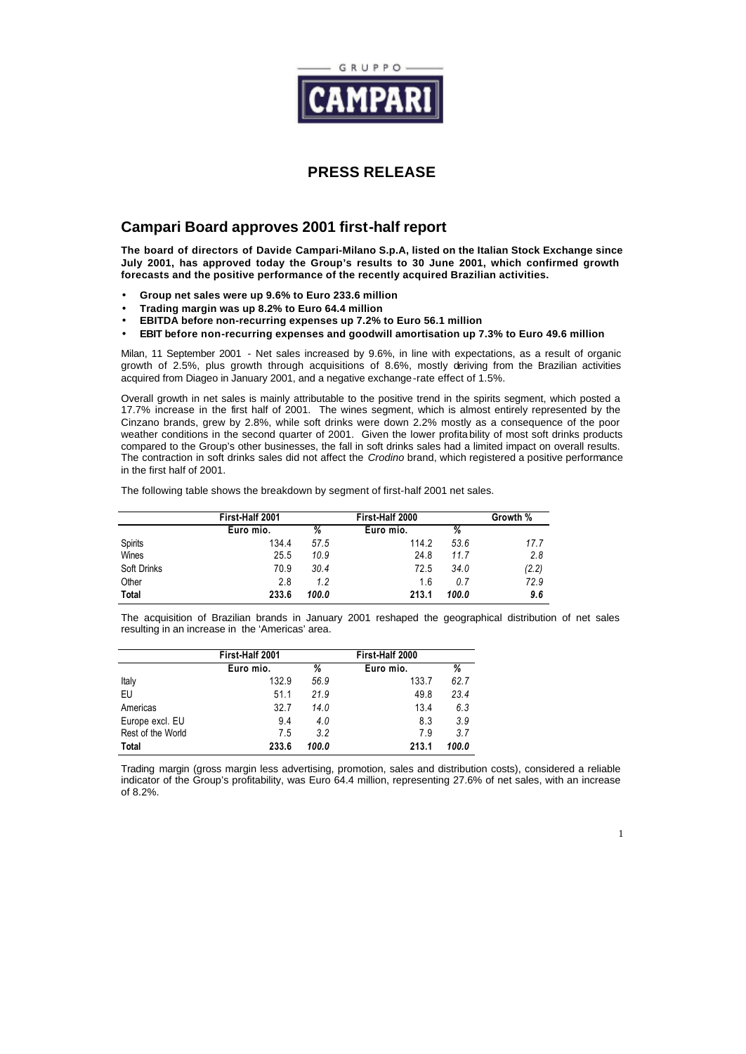GRUPPO CAMPARI

# PRESS RELEASE

## Campari Board approves 2001 first-half report

**The board of directors of Davide Campari-Milano S.p.A, listed on the Italian Stock Exchange since July 2001, has approved today the Group's results to 30 June 2001, which confirmed growth forecasts and the positive performance of the recently acquired Brazilian activities.**

- **Group net sales were up 9.6% to Euro 233.6 million**
- **Trading margin was up 8.2% to Euro 64.4 million**
- **EBITDA before non-recurring expenses up 7.2% to Euro 56.1 million**
- **EBIT before non-recurring expenses and goodwill amortisation up 7.3% to Euro 49.6 million**

Milan, 11 September 2001 - Net sales increased by 9.6%, in line with expectations, as a result of organic growth of 2.5%, plus growth through acquisitions of 8.6%, mostly deriving from the Brazilian activities acquired from Diageo in January 2001, and a negative exchange-rate effect of 1.5%.

Overall growth in net sales is mainly attributable to the positive trend in the spirits segment, which posted a 17.7% increase in the first half of 2001. The wines segment, which is almost entirely represented by the Cinzano brands, grew by 2.8%, while soft drinks were down 2.2% mostly as a consequence of the poor weather conditions in the second quarter of 2001. Given the lower profitability of most soft drinks products compared to the Group's other businesses, the fall in soft drinks sales had a limited impact on overall results. The contraction in soft drinks sales did not affect the *Crodino* brand, which registered a positive performance in the first half of 2001.

The following table shows the breakdown by segment of first-half 2001 net sales.

| | First-Half 2001 | | First-Half 2000 | | Growth % |
|---|---|---|---|---|---|
| | Euro mio. | % | Euro mio. | % | |
| Spirits | 134.4 | *57.5* | 114.2 | *53.6* | *17.7* |
| Wines | 25.5 | *10.9* | 24.8 | *11.7* | *2.8* |
| Soft Drinks | 70.9 | *30.4* | 72.5 | *34.0* | *(2.2)* |
| Other | 2.8 | *1.2* | 1.6 | *0.7* | *72.9* |
| **Total** | **233.6** | ***100.0*** | **213.1** | ***100.0*** | ***9.6*** |

The acquisition of Brazilian brands in January 2001 reshaped the geographical distribution of net sales resulting in an increase in the 'Americas' area.

| | First-Half 2001 | | First-Half 2000 | |
|---|---|---|---|---|
| | Euro mio. | % | Euro mio. | % |
| Italy | 132.9 | *56.9* | 133.7 | *62.7* |
| EU | 51.1 | *21.9* | 49.8 | *23.4* |
| Americas | 32.7 | *14.0* | 13.4 | *6.3* |
| Europe excl. EU | 9.4 | *4.0* | 8.3 | *3.9* |
| Rest of the World | 7.5 | *3.2* | 7.9 | *3.7* |
| **Total** | **233.6** | ***100.0*** | **213.1** | ***100.0*** |

Trading margin (gross margin less advertising, promotion, sales and distribution costs), considered a reliable indicator of the Group's profitability, was Euro 64.4 million, representing 27.6% of net sales, with an increase of 8.2%.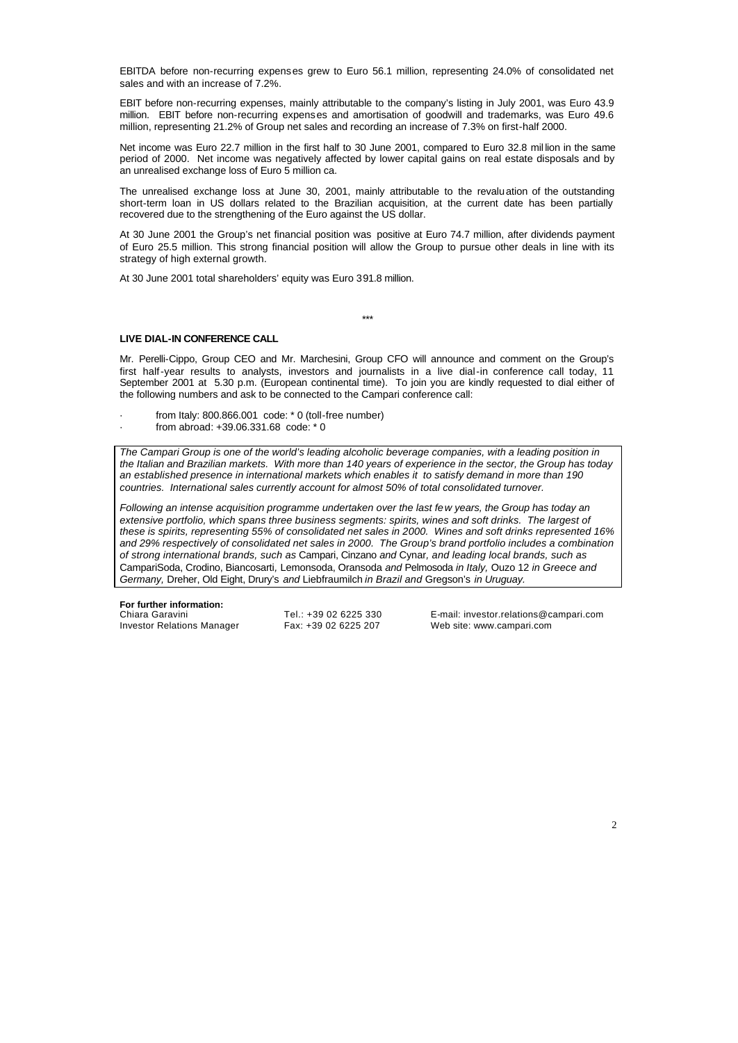EBITDA before non-recurring expenses grew to Euro 56.1 million, representing 24.0% of consolidated net sales and with an increase of 7.2%.

EBIT before non-recurring expenses, mainly attributable to the company's listing in July 2001, was Euro 43.9 million. EBIT before non-recurring expenses and amortisation of goodwill and trademarks, was Euro 49.6 million, representing 21.2% of Group net sales and recording an increase of 7.3% on first-half 2000.

Net income was Euro 22.7 million in the first half to 30 June 2001, compared to Euro 32.8 million in the same period of 2000. Net income was negatively affected by lower capital gains on real estate disposals and by an unrealised exchange loss of Euro 5 million ca.

The unrealised exchange loss at June 30, 2001, mainly attributable to the revaluation of the outstanding short-term loan in US dollars related to the Brazilian acquisition, at the current date has been partially recovered due to the strengthening of the Euro against the US dollar.

At 30 June 2001 the Group's net financial position was positive at Euro 74.7 million, after dividends payment of Euro 25.5 million. This strong financial position will allow the Group to pursue other deals in line with its strategy of high external growth.

At 30 June 2001 total shareholders' equity was Euro 391.8 million.

***

**LIVE DIAL-IN CONFERENCE CALL**

Mr. Perelli-Cippo, Group CEO and Mr. Marchesini, Group CFO will announce and comment on the Group's first half-year results to analysts, investors and journalists in a live dial-in conference call today, 11 September 2001 at 5.30 p.m. (European continental time). To join you are kindly requested to dial either of the following numbers and ask to be connected to the Campari conference call:

- from Italy: 800.866.001 code: * 0 (toll-free number)
- from abroad: +39.06.331.68 code: * 0

*The Campari Group is one of the world's leading alcoholic beverage companies, with a leading position in the Italian and Brazilian markets. With more than 140 years of experience in the sector, the Group has today an established presence in international markets which enables it to satisfy demand in more than 190 countries. International sales currently account for almost 50% of total consolidated turnover.*

*Following an intense acquisition programme undertaken over the last few years, the Group has today an extensive portfolio, which spans three business segments: spirits, wines and soft drinks. The largest of these is spirits, representing 55% of consolidated net sales in 2000. Wines and soft drinks represented 16% and 29% respectively of consolidated net sales in 2000. The Group's brand portfolio includes a combination of strong international brands, such as* Campari, Cinzano *and* Cynar, *and leading local brands, such as* CampariSoda, Crodino, Biancosarti, Lemonsoda, Oransoda *and* Pelmosoda *in Italy,* Ouzo 12 *in Greece and Germany,* Dreher, Old Eight, Drury's *and* Liebfraumilch *in Brazil and* Gregson's *in Uruguay.*

**For further information:**

| | | |
|---|---|---|
| Chiara Garavini | Tel.: +39 02 6225 330 | E-mail: investor.relations@campari.com |
| Investor Relations Manager | Fax: +39 02 6225 207 | Web site: www.campari.com |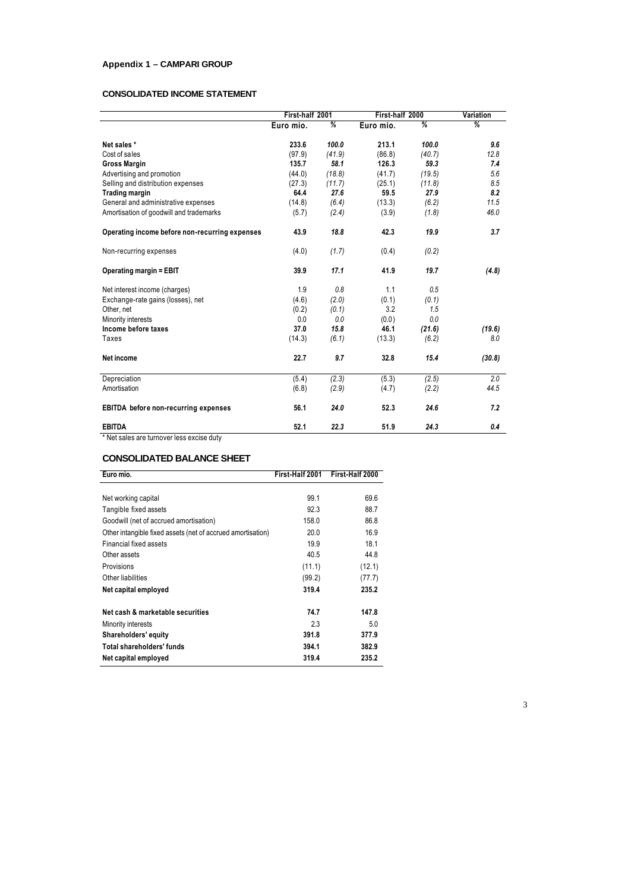#### Appendix 1 – CAMPARI GROUP

##### CONSOLIDATED INCOME STATEMENT

| | First-half 2001 | | First-half 2000 | | Variation |
|---|---|---|---|---|---|
| | Euro mio. | % | Euro mio. | % | % |
| **Net sales** * | **233.6** | ***100.0*** | **213.1** | ***100.0*** | ***9.6*** |
| Cost of sales | (97.9) | *(41.9)* | (86.8) | *(40.7)* | *12.8* |
| **Gross Margin** | **135.7** | ***58.1*** | **126.3** | ***59.3*** | ***7.4*** |
| Advertising and promotion | (44.0) | *(18.8)* | (41.7) | *(19.5)* | *5.6* |
| Selling and distribution expenses | (27.3) | *(11.7)* | (25.1) | *(11.8)* | *8.5* |
| **Trading margin** | **64.4** | ***27.6*** | **59.5** | ***27.9*** | ***8.2*** |
| General and administrative expenses | (14.8) | *(6.4)* | (13.3) | *(6.2)* | *11.5* |
| Amortisation of goodwill and trademarks | (5.7) | *(2.4)* | (3.9) | *(1.8)* | *46.0* |
| **Operating income before non-recurring expenses** | **43.9** | ***18.8*** | **42.3** | ***19.9*** | ***3.7*** |
| Non-recurring expenses | (4.0) | *(1.7)* | (0.4) | *(0.2)* | |
| **Operating margin = EBIT** | **39.9** | ***17.1*** | **41.9** | ***19.7*** | ***(4.8)*** |
| Net interest income (charges) | 1.9 | *0.8* | 1.1 | *0.5* | |
| Exchange-rate gains (losses), net | (4.6) | *(2.0)* | (0.1) | *(0.1)* | |
| Other, net | (0.2) | *(0.1)* | 3.2 | *1.5* | |
| Minority interests | 0.0 | *0.0* | (0.0) | *0.0* | |
| **Income before taxes** | **37.0** | ***15.8*** | **46.1** | ***(21.6)*** | ***(19.6)*** |
| Taxes | (14.3) | *(6.1)* | (13.3) | *(6.2)* | *8.0* |
| **Net income** | **22.7** | ***9.7*** | **32.8** | ***15.4*** | ***(30.8)*** |
| Depreciation | (5.4) | *(2.3)* | (5.3) | *(2.5)* | *2.0* |
| Amortisation | (6.8) | *(2.9)* | (4.7) | *(2.2)* | *44.5* |
| **EBITDA before non-recurring expenses** | **56.1** | ***24.0*** | **52.3** | ***24.6*** | ***7.2*** |
| **EBITDA** | **52.1** | ***22.3*** | **51.9** | ***24.3*** | ***0.4*** |

* Net sales are turnover less excise duty

##### CONSOLIDATED BALANCE SHEET

| Euro mio. | First-Half 2001 | First-Half 2000 |
|---|---|---|
| Net working capital | 99.1 | 69.6 |
| Tangible fixed assets | 92.3 | 88.7 |
| Goodwill (net of accrued amortisation) | 158.0 | 86.8 |
| Other intangible fixed assets (net of accrued amortisation) | 20.0 | 16.9 |
| Financial fixed assets | 19.9 | 18.1 |
| Other assets | 40.5 | 44.8 |
| Provisions | (11.1) | (12.1) |
| Other liabilities | (99.2) | (77.7) |
| **Net capital employed** | **319.4** | **235.2** |
| **Net cash & marketable securities** | **74.7** | **147.8** |
| Minority interests | 2.3 | 5.0 |
| **Shareholders' equity** | **391.8** | **377.9** |
| **Total shareholders' funds** | **394.1** | **382.9** |
| **Net capital employed** | **319.4** | **235.2** |